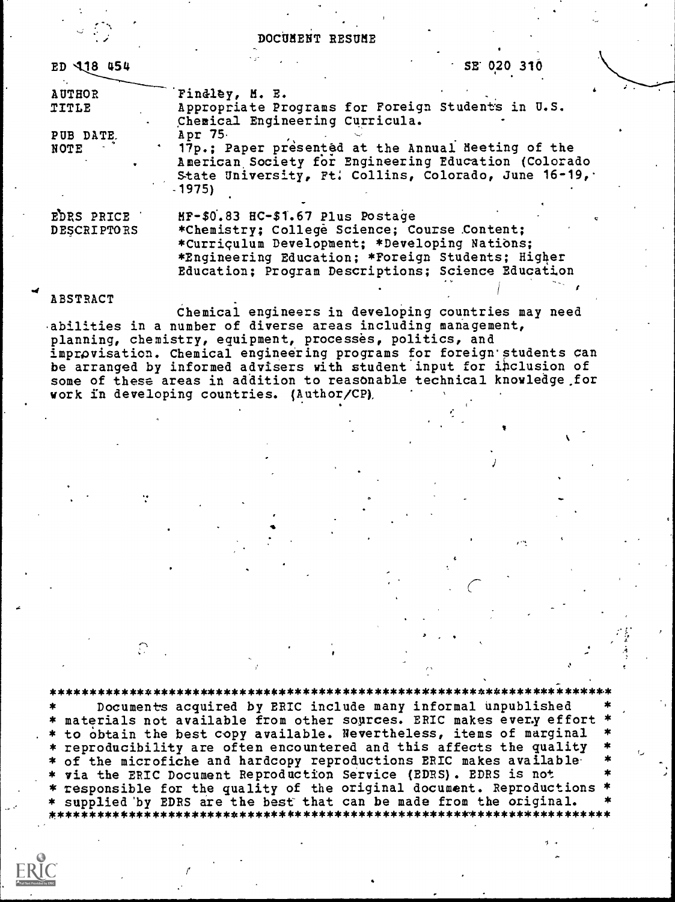# DOCUMENT RESUME

| | |
|---|---|
| ED 118 454 | SE 020 310 |
| AUTHOR | Findley, M. E. |
| TITLE | Appropriate Programs for Foreign Students in U.S. Chemical Engineering Curricula. |
| PUB DATE | Apr 75 |
| NOTE | 17p.; Paper presented at the Annual Meeting of the American Society for Engineering Education (Colorado State University, Ft. Collins, Colorado, June 16-19, 1975) |
| EDRS PRICE | MF-$0.83 HC-$1.67 Plus Postage |
| DESCRIPTORS | *Chemistry; College Science; Course Content; *Curriculum Development; *Developing Nations; *Engineering Education; *Foreign Students; Higher Education; Program Descriptions; Science Education |

ABSTRACT

Chemical engineers in developing countries may need abilities in a number of diverse areas including management, planning, chemistry, equipment, processes, politics, and improvisation. Chemical engineering programs for foreign students can be arranged by informed advisers with student input for inclusion of some of these areas in addition to reasonable technical knowledge for work in developing countries. (Author/CP)

```
***********************************************************************
*    Documents acquired by ERIC include many informal unpublished     *
* materials not available from other sources. ERIC makes every effort *
* to obtain the best copy available. Nevertheless, items of marginal  *
* reproducibility are often encountered and this affects the quality  *
* of the microfiche and hardcopy reproductions ERIC makes available   *
* via the ERIC Document Reproduction Service (EDRS). EDRS is not      *
* responsible for the quality of the original document. Reproductions *
* supplied by EDRS are the best that can be made from the original.   *
***********************************************************************
```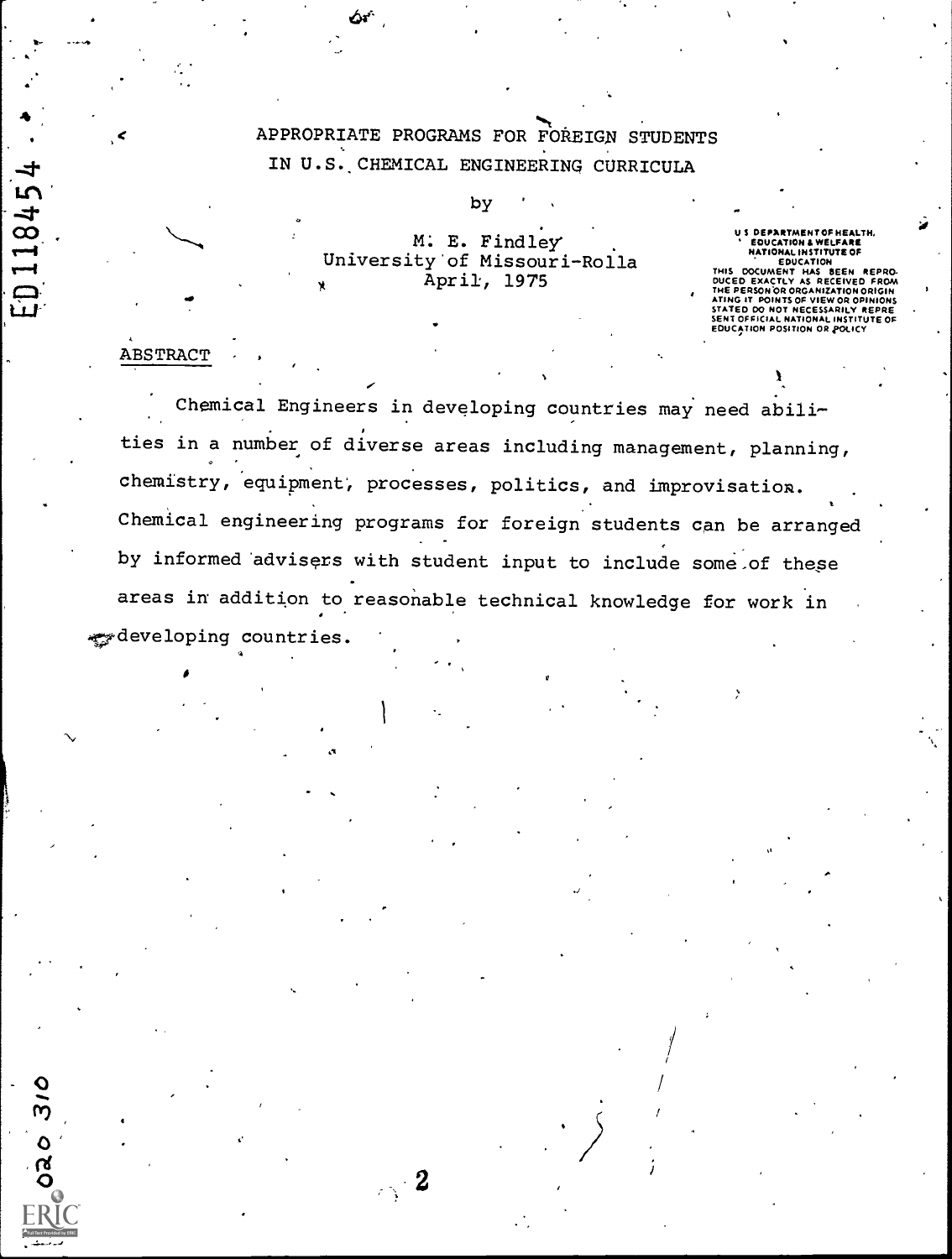# APPROPRIATE PROGRAMS FOR FOREIGN STUDENTS IN U.S. CHEMICAL ENGINEERING CURRICULA

by

M. E. Findley
University of Missouri-Rolla
April, 1975

U S DEPARTMENT OF HEALTH, EDUCATION & WELFARE
NATIONAL INSTITUTE OF EDUCATION
THIS DOCUMENT HAS BEEN REPRODUCED EXACTLY AS RECEIVED FROM THE PERSON OR ORGANIZATION ORIGINATING IT POINTS OF VIEW OR OPINIONS STATED DO NOT NECESSARILY REPRESENT OFFICIAL NATIONAL INSTITUTE OF EDUCATION POSITION OR POLICY

## ABSTRACT

Chemical Engineers in developing countries may need abilities in a number of diverse areas including management, planning, chemistry, equipment, processes, politics, and improvisation. Chemical engineering programs for foreign students can be arranged by informed advisers with student input to include some of these areas in addition to reasonable technical knowledge for work in developing countries.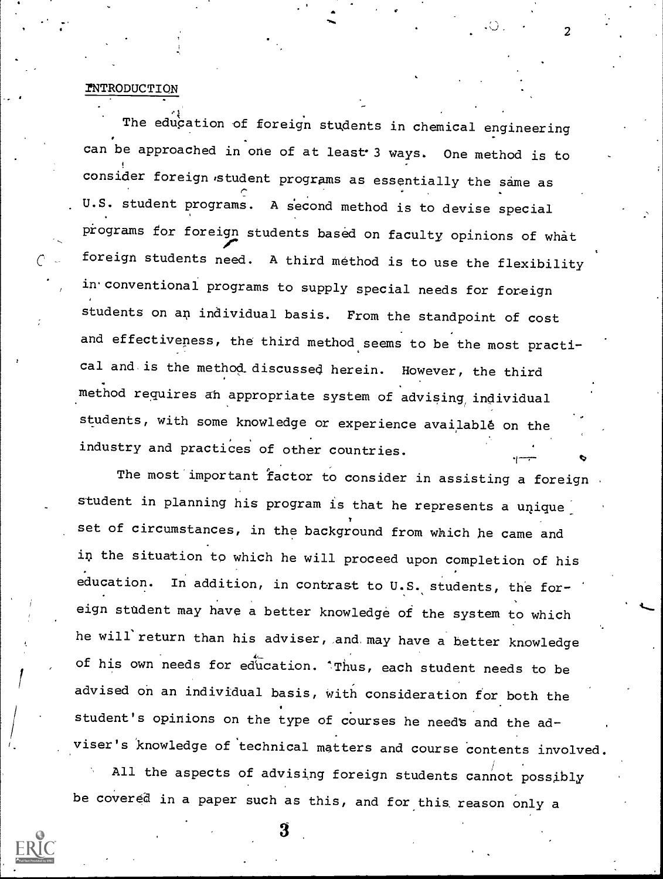## INTRODUCTION

The education of foreign students in chemical engineering can be approached in one of at least 3 ways. One method is to consider foreign student programs as essentially the same as U.S. student programs. A second method is to devise special programs for foreign students based on faculty opinions of what foreign students need. A third method is to use the flexibility in conventional programs to supply special needs for foreign students on an individual basis. From the standpoint of cost and effectiveness, the third method seems to be the most practical and is the method discussed herein. However, the third method requires an appropriate system of advising individual students, with some knowledge or experience available on the industry and practices of other countries.

The most important factor to consider in assisting a foreign student in planning his program is that he represents a unique set of circumstances, in the background from which he came and in the situation to which he will proceed upon completion of his education. In addition, in contrast to U.S. students, the foreign student may have a better knowledge of the system to which he will return than his adviser, and may have a better knowledge of his own needs for education. Thus, each student needs to be advised on an individual basis, with consideration for both the student's opinions on the type of courses he needs and the adviser's knowledge of technical matters and course contents involved.

All the aspects of advising foreign students cannot possibly be covered in a paper such as this, and for this reason only a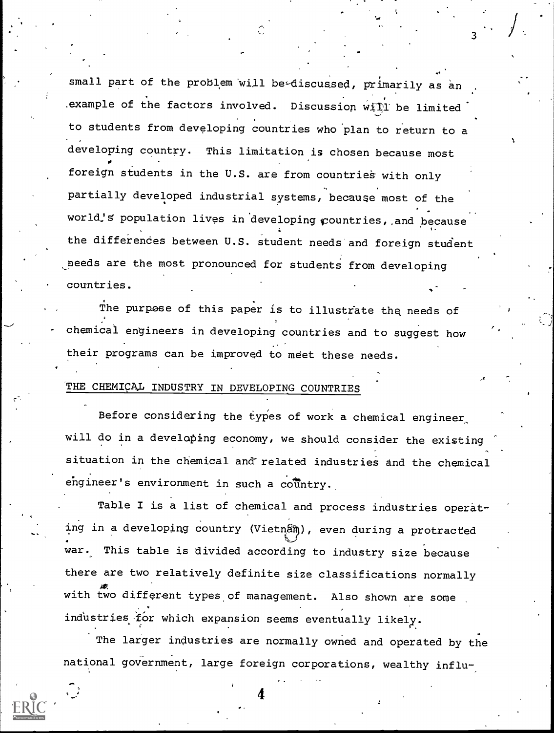small part of the problem will be discussed, primarily as an example of the factors involved. Discussion will be limited to students from developing countries who plan to return to a developing country. This limitation is chosen because most foreign students in the U.S. are from countries with only partially developed industrial systems, because most of the world's population lives in developing countries, and because the differences between U.S. student needs and foreign student needs are the most pronounced for students from developing countries.

The purpose of this paper is to illustrate the needs of chemical engineers in developing countries and to suggest how their programs can be improved to meet these needs.

## THE CHEMICAL INDUSTRY IN DEVELOPING COUNTRIES

Before considering the types of work a chemical engineer will do in a developing economy, we should consider the existing situation in the chemical and related industries and the chemical engineer's environment in such a country.

Table I is a list of chemical and process industries operating in a developing country (Vietnam), even during a protracted war. This table is divided according to industry size because there are two relatively definite size classifications normally with two different types of management. Also shown are some industries for which expansion seems eventually likely.

The larger industries are normally owned and operated by the national government, large foreign corporations, wealthy influ-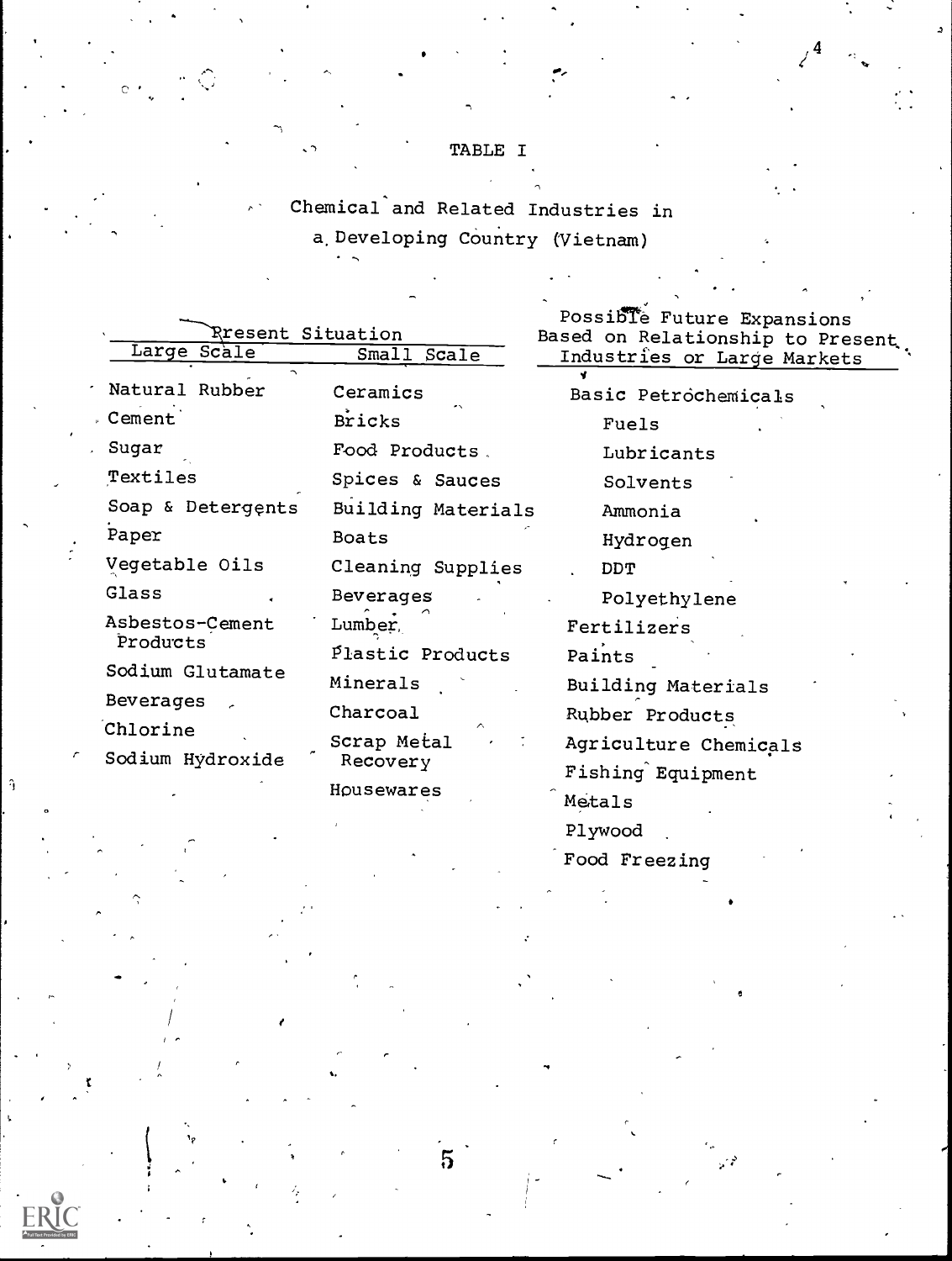TABLE I

Chemical and Related Industries in a Developing Country (Vietnam)

| Present Situation | | Possible Future Expansions Based on Relationship to Present Industries or Large Markets |
|---|---|---|
| Large Scale | Small Scale | |
| Natural Rubber | Ceramics | Basic Petrochemicals |
| Cement | Bricks | Fuels |
| Sugar | Food Products | Lubricants |
| Textiles | Spices & Sauces | Solvents |
| Soap & Detergents | Building Materials | Ammonia |
| Paper | Boats | Hydrogen |
| Vegetable Oils | Cleaning Supplies | DDT |
| Glass | Beverages | Polyethylene |
| Asbestos-Cement Products | Lumber | Fertilizers |
| Sodium Glutamate | Plastic Products | Paints |
| Beverages | Minerals | Building Materials |
| Chlorine | Charcoal | Rubber Products |
| Sodium Hydroxide | Scrap Metal Recovery | Agriculture Chemicals |
| | Housewares | Fishing Equipment |
| | | Metals |
| | | Plywood |
| | | Food Freezing |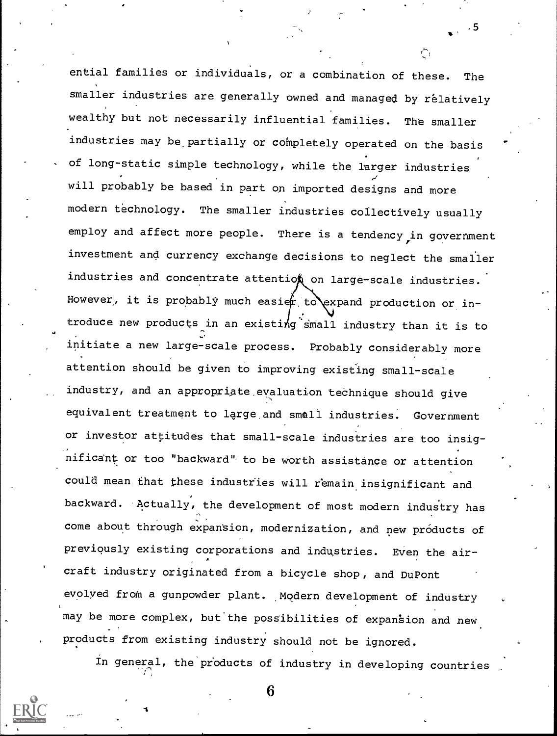ential families or individuals, or a combination of these. The smaller industries are generally owned and managed by relatively wealthy but not necessarily influential families. The smaller industries may be partially or completely operated on the basis of long-static simple technology, while the larger industries will probably be based in part on imported designs and more modern technology. The smaller industries collectively usually employ and affect more people. There is a tendency in government investment and currency exchange decisions to neglect the smaller industries and concentrate attention on large-scale industries. However, it is probably much easier to expand production or introduce new products in an existing small industry than it is to initiate a new large-scale process. Probably considerably more attention should be given to improving existing small-scale industry, and an appropriate evaluation technique should give equivalent treatment to large and small industries. Government or investor attitudes that small-scale industries are too insignificant or too "backward" to be worth assistance or attention could mean that these industries will remain insignificant and backward. Actually, the development of most modern industry has come about through expansion, modernization, and new products of previously existing corporations and industries. Even the aircraft industry originated from a bicycle shop, and DuPont evolved from a gunpowder plant. Modern development of industry may be more complex, but the possibilities of expansion and new products from existing industry should not be ignored.

In general, the products of industry in developing countries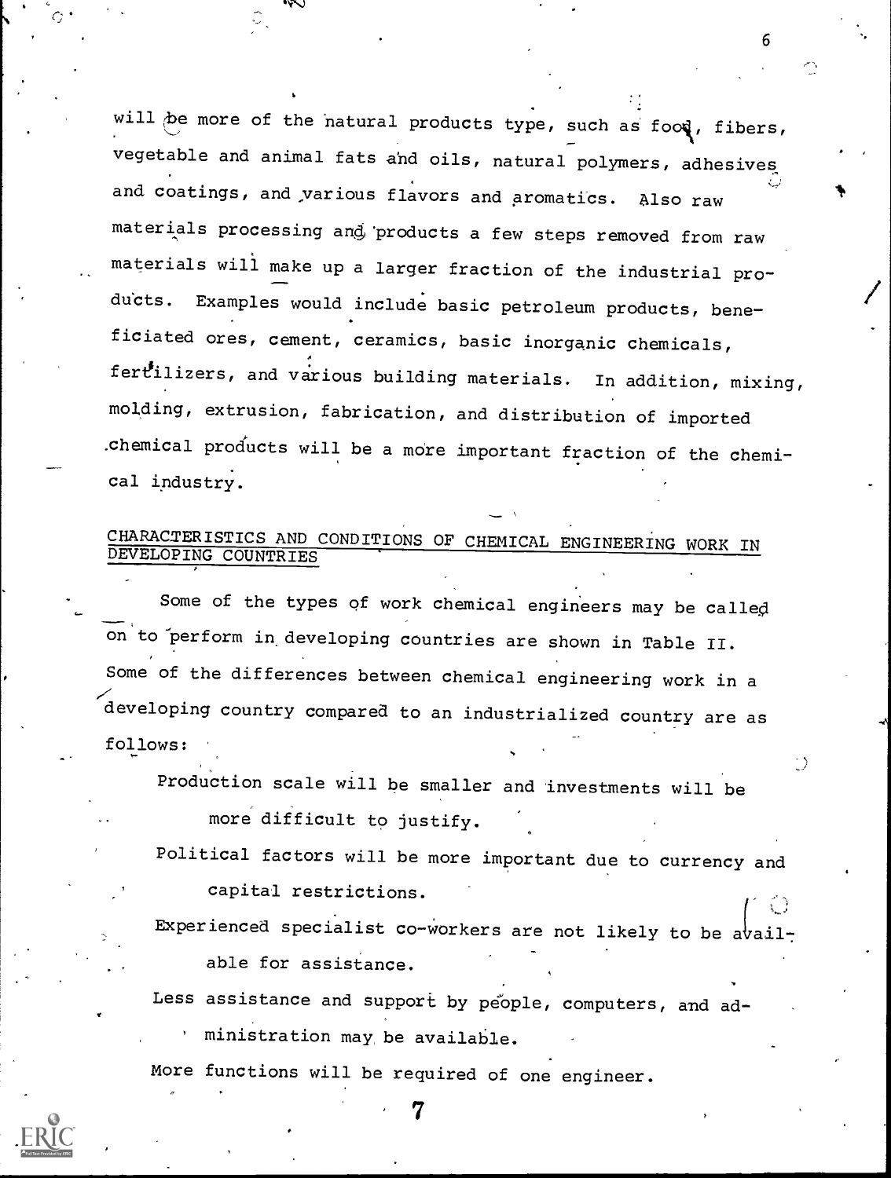will be more of the natural products type, such as food, fibers, vegetable and animal fats and oils, natural polymers, adhesives and coatings, and various flavors and aromatics. Also raw materials processing and products a few steps removed from raw materials will make up a larger fraction of the industrial products. Examples would include basic petroleum products, beneficiated ores, cement, ceramics, basic inorganic chemicals, fertilizers, and various building materials. In addition, mixing, molding, extrusion, fabrication, and distribution of imported chemical products will be a more important fraction of the chemical industry.

## CHARACTERISTICS AND CONDITIONS OF CHEMICAL ENGINEERING WORK IN DEVELOPING COUNTRIES

Some of the types of work chemical engineers may be called on to perform in developing countries are shown in Table II. Some of the differences between chemical engineering work in a developing country compared to an industrialized country are as follows:

Production scale will be smaller and investments will be more difficult to justify.

Political factors will be more important due to currency and capital restrictions.

Experienced specialist co-workers are not likely to be available for assistance.

Less assistance and support by people, computers, and administration may be available.

More functions will be required of one engineer.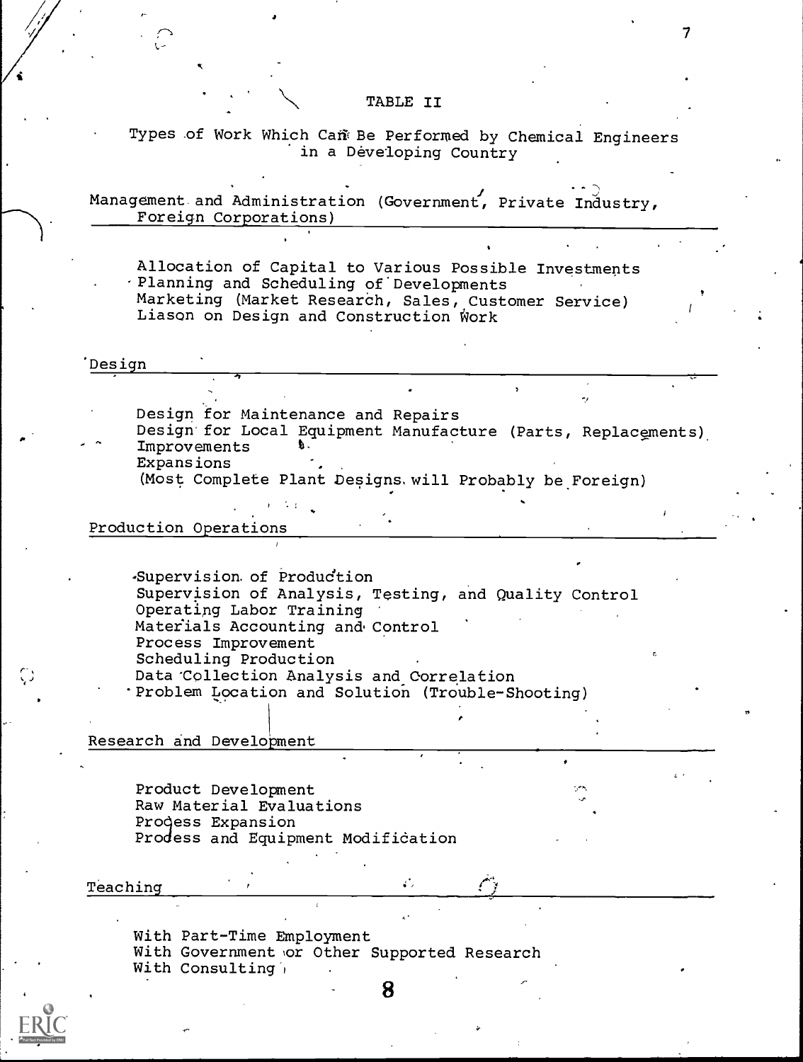## TABLE II

### Types of Work Which Can Be Performed by Chemical Engineers in a Developing Country

**Management and Administration (Government, Private Industry, Foreign Corporations)**

- Allocation of Capital to Various Possible Investments
- Planning and Scheduling of Developments
- Marketing (Market Research, Sales, Customer Service)
- Liason on Design and Construction Work

**Design**

- Design for Maintenance and Repairs
- Design for Local Equipment Manufacture (Parts, Replacements)
- Improvements
- Expansions
- (Most Complete Plant Designs will Probably be Foreign)

**Production Operations**

- Supervision of Production
- Supervision of Analysis, Testing, and Quality Control
- Operating Labor Training
- Materials Accounting and Control
- Process Improvement
- Scheduling Production
- Data Collection Analysis and Correlation
- Problem Location and Solution (Trouble-Shooting)

**Research and Development**

- Product Development
- Raw Material Evaluations
- Process Expansion
- Process and Equipment Modification

**Teaching**

- With Part-Time Employment
- With Government or Other Supported Research
- With Consulting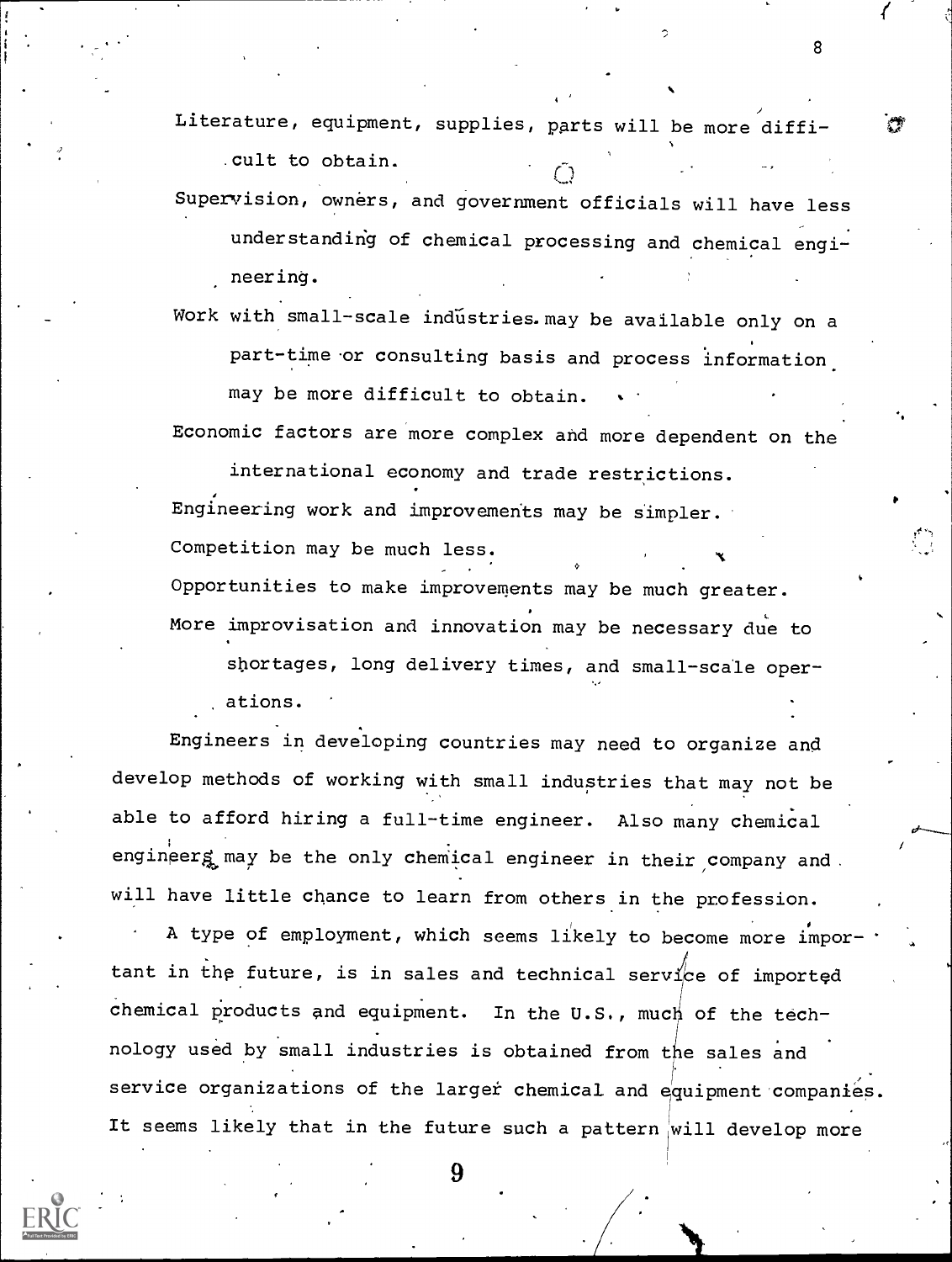Literature, equipment, supplies, parts will be more difficult to obtain.

Supervision, owners, and government officials will have less understanding of chemical processing and chemical engineering.

Work with small-scale industries may be available only on a part-time or consulting basis and process information may be more difficult to obtain.

Economic factors are more complex and more dependent on the international economy and trade restrictions.

Engineering work and improvements may be simpler.

Competition may be much less.

Opportunities to make improvements may be much greater.

More improvisation and innovation may be necessary due to shortages, long delivery times, and small-scale operations.

Engineers in developing countries may need to organize and develop methods of working with small industries that may not be able to afford hiring a full-time engineer. Also many chemical engineers may be the only chemical engineer in their company and will have little chance to learn from others in the profession.

A type of employment, which seems likely to become more important in the future, is in sales and technical service of imported chemical products and equipment. In the U.S., much of the technology used by small industries is obtained from the sales and service organizations of the larger chemical and equipment companies. It seems likely that in the future such a pattern will develop more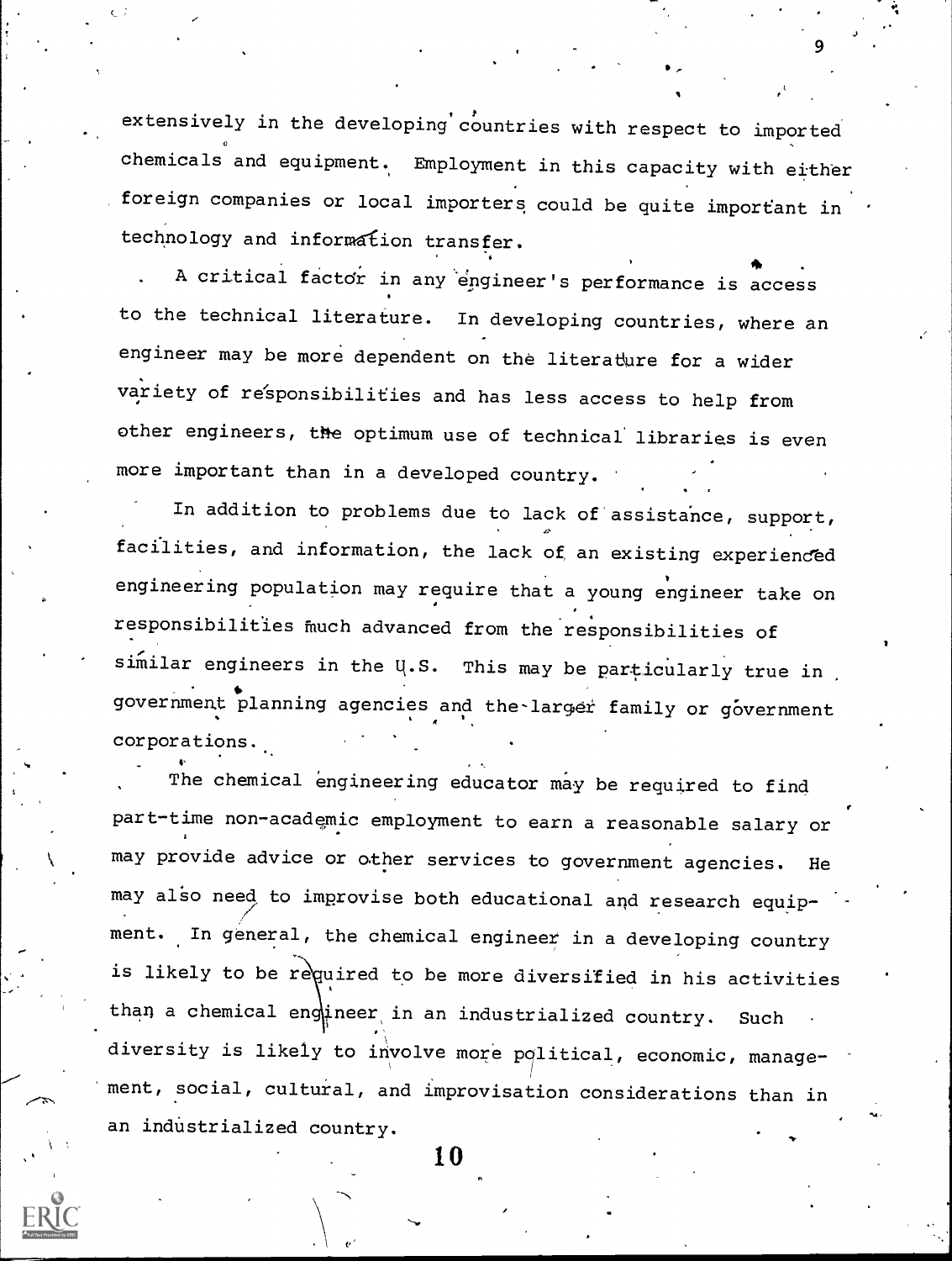extensively in the developing countries with respect to imported chemicals and equipment. Employment in this capacity with either foreign companies or local importers could be quite important in technology and information transfer.

A critical factor in any engineer's performance is access to the technical literature. In developing countries, where an engineer may be more dependent on the literature for a wider variety of responsibilities and has less access to help from other engineers, the optimum use of technical libraries is even more important than in a developed country.

In addition to problems due to lack of assistance, support, facilities, and information, the lack of an existing experienced engineering population may require that a young engineer take on responsibilities much advanced from the responsibilities of similar engineers in the U.S. This may be particularly true in government planning agencies and the larger family or government corporations.

The chemical engineering educator may be required to find part-time non-academic employment to earn a reasonable salary or may provide advice or other services to government agencies. He may also need to improvise both educational and research equipment. In general, the chemical engineer in a developing country is likely to be required to be more diversified in his activities than a chemical engineer in an industrialized country. Such diversity is likely to involve more political, economic, management, social, cultural, and improvisation considerations than in an industrialized country.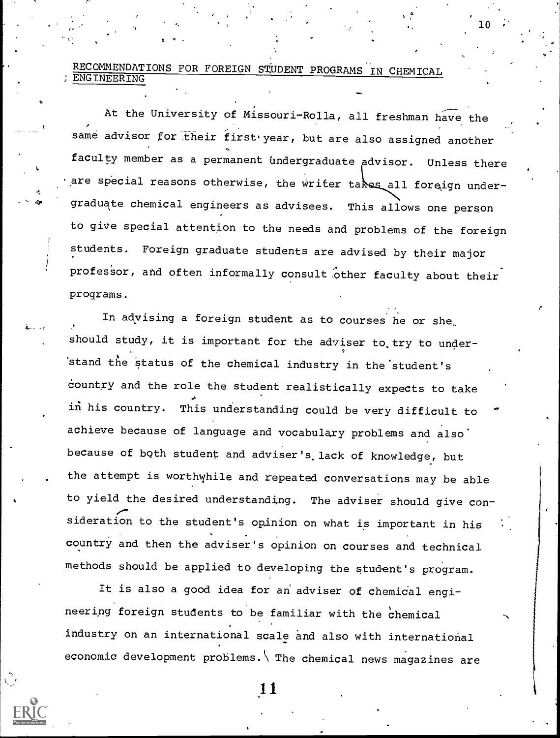## RECOMMENDATIONS FOR FOREIGN STUDENT PROGRAMS IN CHEMICAL ENGINEERING

At the University of Missouri-Rolla, all freshman have the same advisor for their first year, but are also assigned another faculty member as a permanent undergraduate advisor. Unless there are special reasons otherwise, the writer takes all foreign undergraduate chemical engineers as advisees. This allows one person to give special attention to the needs and problems of the foreign students. Foreign graduate students are advised by their major professor, and often informally consult other faculty about their programs.

In advising a foreign student as to courses he or she should study, it is important for the adviser to try to understand the status of the chemical industry in the student's country and the role the student realistically expects to take in his country. This understanding could be very difficult to achieve because of language and vocabulary problems and also because of both student and adviser's lack of knowledge, but the attempt is worthwhile and repeated conversations may be able to yield the desired understanding. The adviser should give consideration to the student's opinion on what is important in his country and then the adviser's opinion on courses and technical methods should be applied to developing the student's program.

It is also a good idea for an adviser of chemical engineering foreign students to be familiar with the chemical industry on an international scale and also with international economic development problems. The chemical news magazines are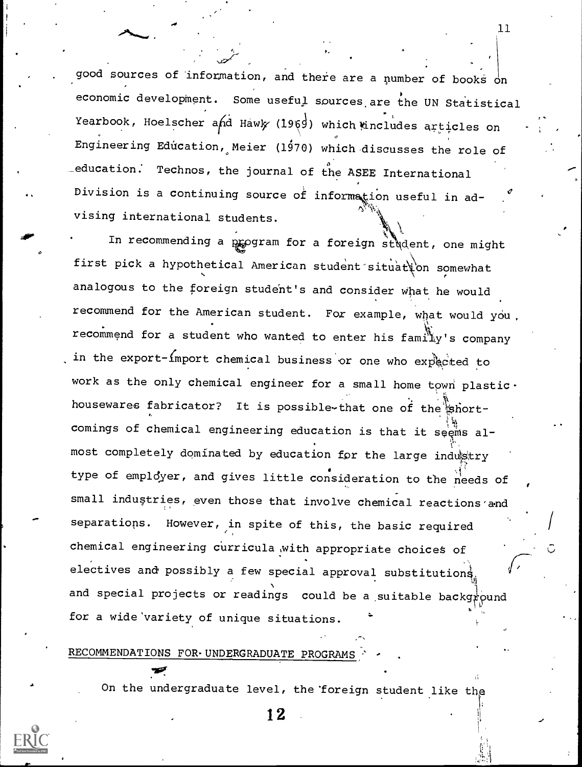good sources of information, and there are a number of books on economic development. Some useful sources are the UN Statistical Yearbook, Hoelscher and Hawk (1969) which includes articles on Engineering Education, Meier (1970) which discusses the role of education. Technos, the journal of the ASEE International Division is a continuing source of information useful in advising international students.

In recommending a program for a foreign student, one might first pick a hypothetical American student situation somewhat analogous to the foreign student's and consider what he would recommend for the American student. For example, what would you recommend for a student who wanted to enter his family's company in the export-import chemical business or one who expected to work as the only chemical engineer for a small home town plastic housewares fabricator? It is possible that one of the shortcomings of chemical engineering education is that it seems almost completely dominated by education for the large industry type of employer, and gives little consideration to the needs of small industries, even those that involve chemical reactions and separations. However, in spite of this, the basic required chemical engineering curricula with appropriate choices of electives and possibly a few special approval substitutions and special projects or readings could be a suitable background for a wide variety of unique situations.

## RECOMMENDATIONS FOR UNDERGRADUATE PROGRAMS

On the undergraduate level, the foreign student like the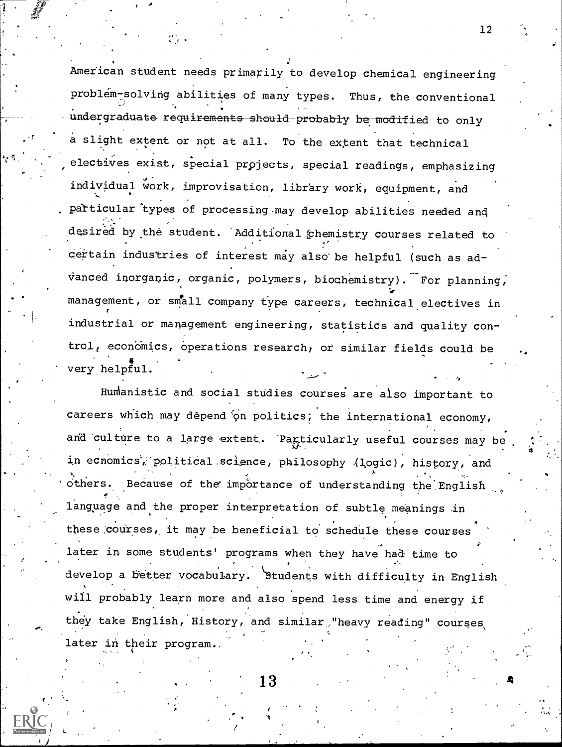American student needs primarily to develop chemical engineering problem-solving abilities of many types. Thus, the conventional undergraduate requirements should probably be modified to only a slight extent or not at all. To the extent that technical electives exist, special projects, special readings, emphasizing individual work, improvisation, library work, equipment, and particular types of processing may develop abilities needed and desired by the student. Additional chemistry courses related to certain industries of interest may also be helpful (such as advanced inorganic, organic, polymers, biochemistry). For planning, management, or small company type careers, technical electives in industrial or management engineering, statistics and quality control, economics, operations research, or similar fields could be very helpful.

Humanistic and social studies courses are also important to careers which may depend on politics, the international economy, and culture to a large extent. Particularly useful courses may be in ecnomics, political science, philosophy (logic), history, and others. Because of the importance of understanding the English language and the proper interpretation of subtle meanings in these courses, it may be beneficial to schedule these courses later in some students' programs when they have had time to develop a better vocabulary. Students with difficulty in English will probably learn more and also spend less time and energy if they take English, History, and similar "heavy reading" courses later in their program.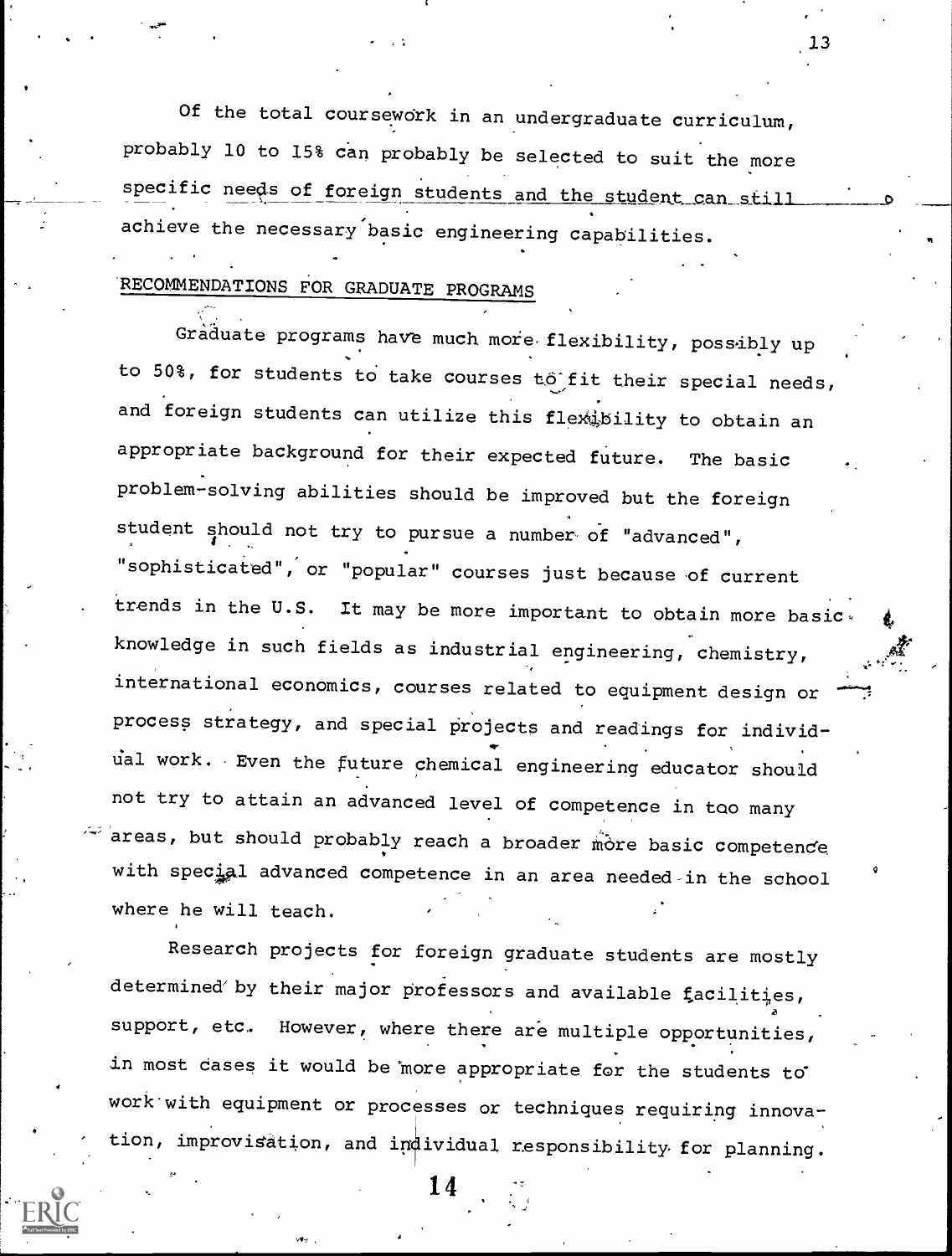Of the total coursework in an undergraduate curriculum, probably 10 to 15% can probably be selected to suit the more specific needs of foreign students and the student can still achieve the necessary basic engineering capabilities.

## RECOMMENDATIONS FOR GRADUATE PROGRAMS

Graduate programs have much more flexibility, possibly up to 50%, for students to take courses to fit their special needs, and foreign students can utilize this flexibility to obtain an appropriate background for their expected future. The basic problem-solving abilities should be improved but the foreign student should not try to pursue a number of "advanced", "sophisticated", or "popular" courses just because of current trends in the U.S. It may be more important to obtain more basic knowledge in such fields as industrial engineering, chemistry, international economics, courses related to equipment design or process strategy, and special projects and readings for individual work. Even the future chemical engineering educator should not try to attain an advanced level of competence in too many areas, but should probably reach a broader more basic competence with special advanced competence in an area needed in the school where he will teach.

Research projects for foreign graduate students are mostly determined by their major professors and available facilities, support, etc. However, where there are multiple opportunities, in most cases it would be more appropriate for the students to work with equipment or processes or techniques requiring innovation, improvisation, and individual responsibility for planning.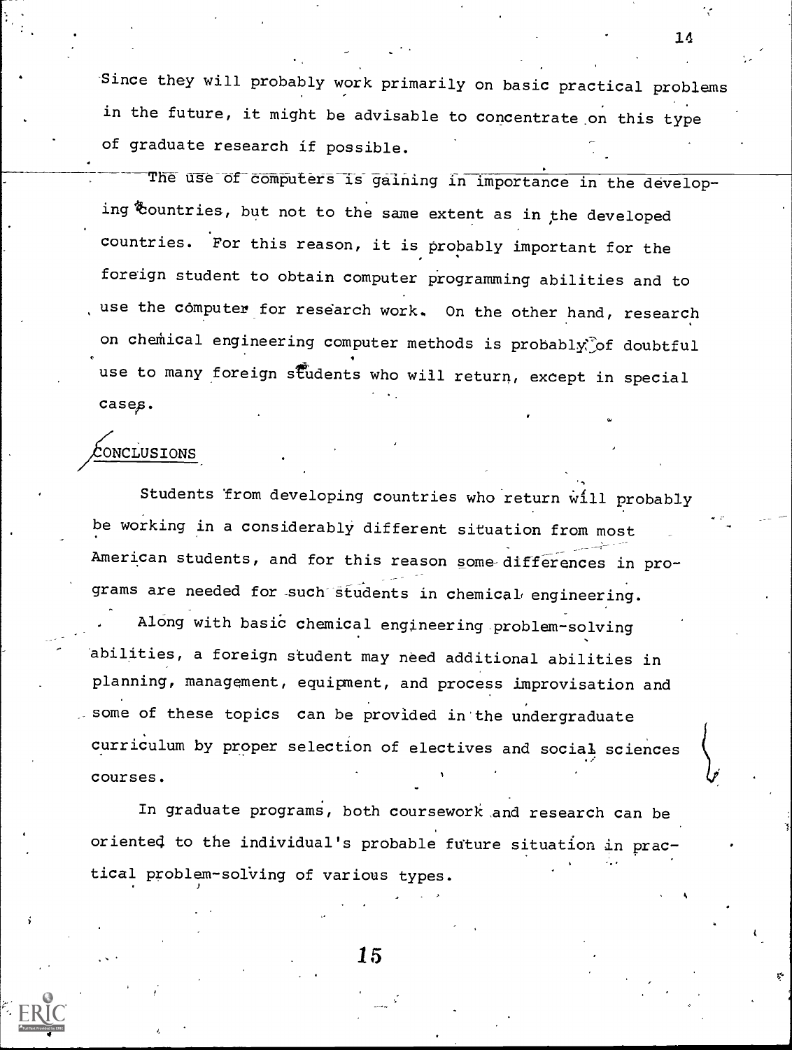Since they will probably work primarily on basic practical problems in the future, it might be advisable to concentrate on this type of graduate research if possible.

The use of computers is gaining in importance in the developing countries, but not to the same extent as in the developed countries. For this reason, it is probably important for the foreign student to obtain computer programming abilities and to use the computer for research work. On the other hand, research on chemical engineering computer methods is probably of doubtful use to many foreign students who will return, except in special cases.

## CONCLUSIONS

Students from developing countries who return will probably be working in a considerably different situation from most American students, and for this reason some differences in programs are needed for such students in chemical engineering.

Along with basic chemical engineering problem-solving abilities, a foreign student may need additional abilities in planning, management, equipment, and process improvisation and some of these topics can be provided in the undergraduate curriculum by proper selection of electives and social sciences courses.

In graduate programs, both coursework and research can be oriented to the individual's probable future situation in practical problem-solving of various types.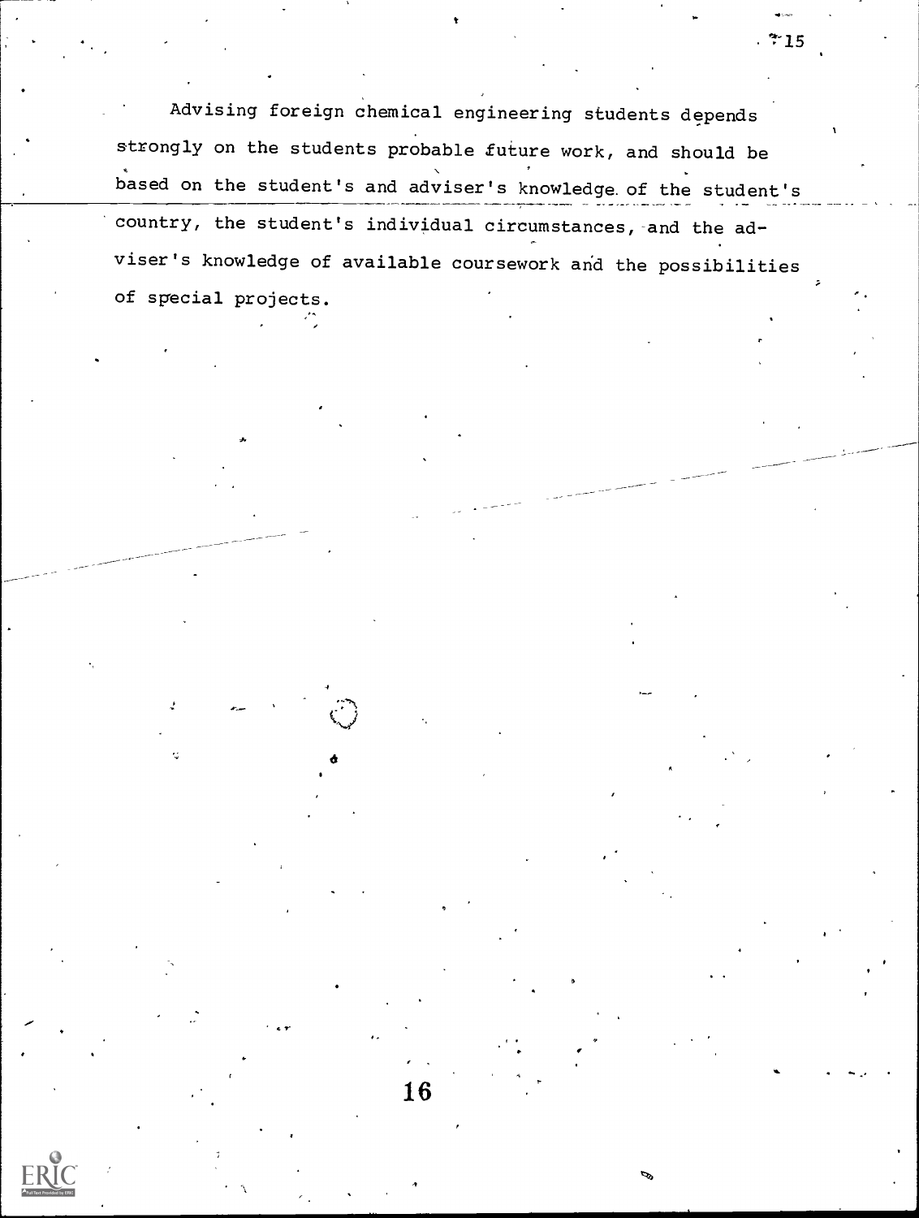Advising foreign chemical engineering students depends strongly on the students probable future work, and should be based on the student's and adviser's knowledge of the student's country, the student's individual circumstances, and the adviser's knowledge of available coursework and the possibilities of special projects.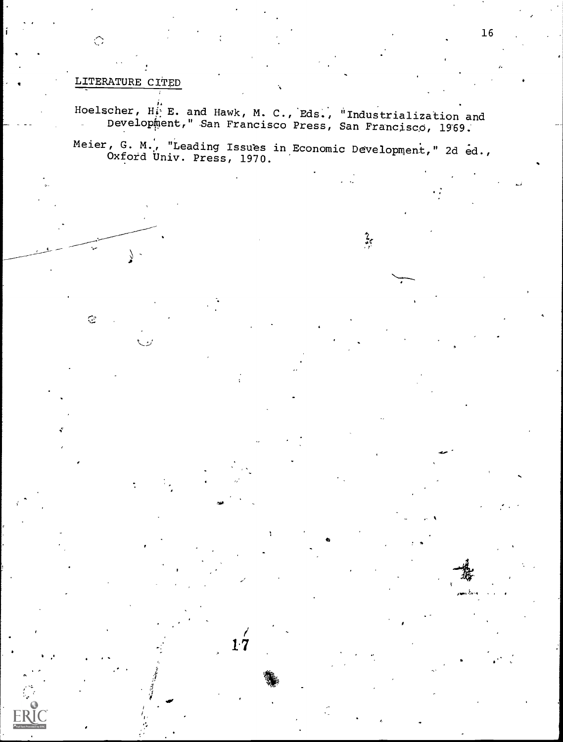## LITERATURE CITED

Hoelscher, H. E. and Hawk, M. C., Eds., "Industrialization and Development," San Francisco Press, San Francisco, 1969.

Meier, G. M., "Leading Issues in Economic Development," 2d ed., Oxford Univ. Press, 1970.